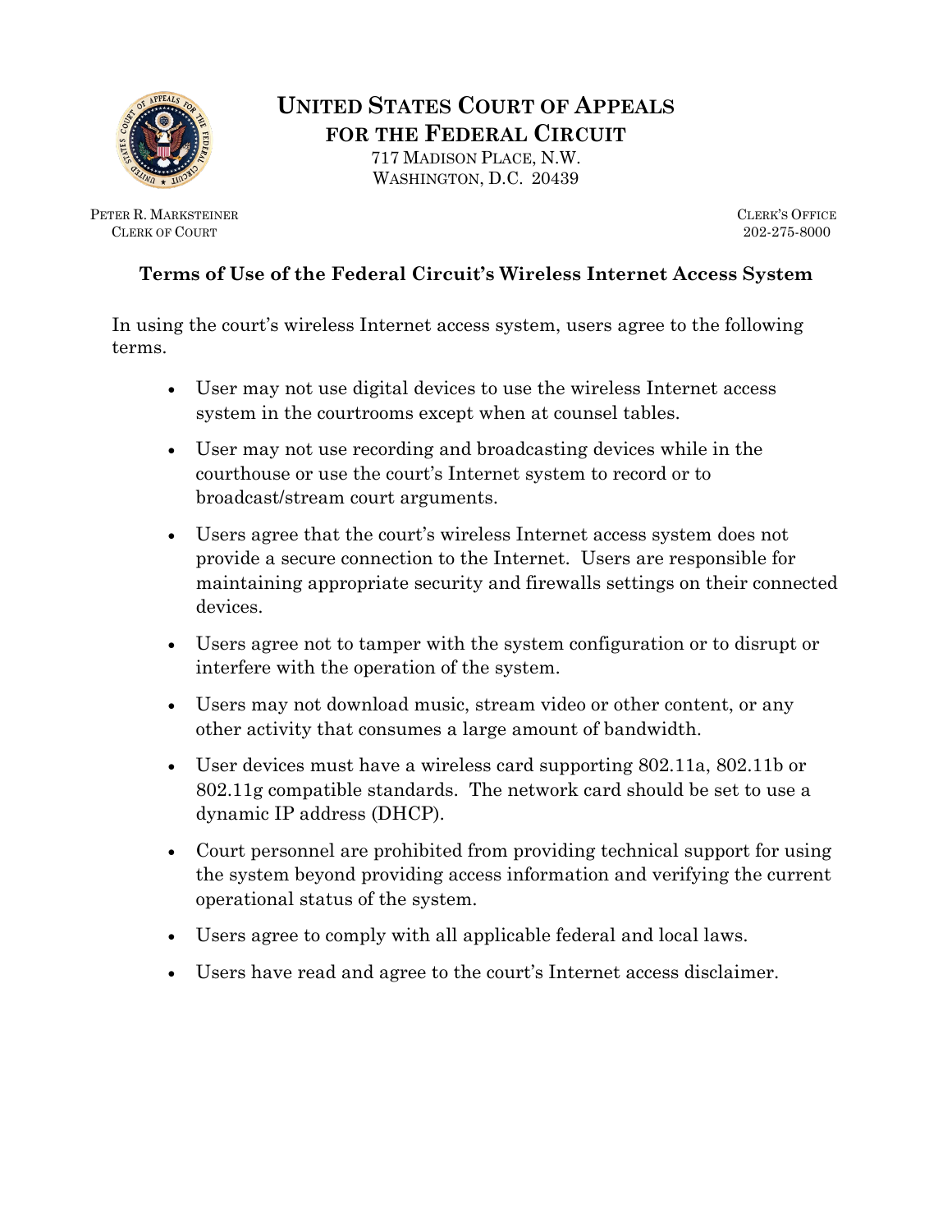# UNITED STATES COURT OF APPEALS FOR THE FEDERAL CIRCUIT

717 MADISON PLACE, N.W.
WASHINGTON, D.C. 20439

PETER R. MARKSTEINER
CLERK OF COURT

CLERK'S OFFICE
202-275-8000

## Terms of Use of the Federal Circuit's Wireless Internet Access System

In using the court's wireless Internet access system, users agree to the following terms.

- User may not use digital devices to use the wireless Internet access system in the courtrooms except when at counsel tables.
- User may not use recording and broadcasting devices while in the courthouse or use the court's Internet system to record or to broadcast/stream court arguments.
- Users agree that the court's wireless Internet access system does not provide a secure connection to the Internet. Users are responsible for maintaining appropriate security and firewalls settings on their connected devices.
- Users agree not to tamper with the system configuration or to disrupt or interfere with the operation of the system.
- Users may not download music, stream video or other content, or any other activity that consumes a large amount of bandwidth.
- User devices must have a wireless card supporting 802.11a, 802.11b or 802.11g compatible standards. The network card should be set to use a dynamic IP address (DHCP).
- Court personnel are prohibited from providing technical support for using the system beyond providing access information and verifying the current operational status of the system.
- Users agree to comply with all applicable federal and local laws.
- Users have read and agree to the court's Internet access disclaimer.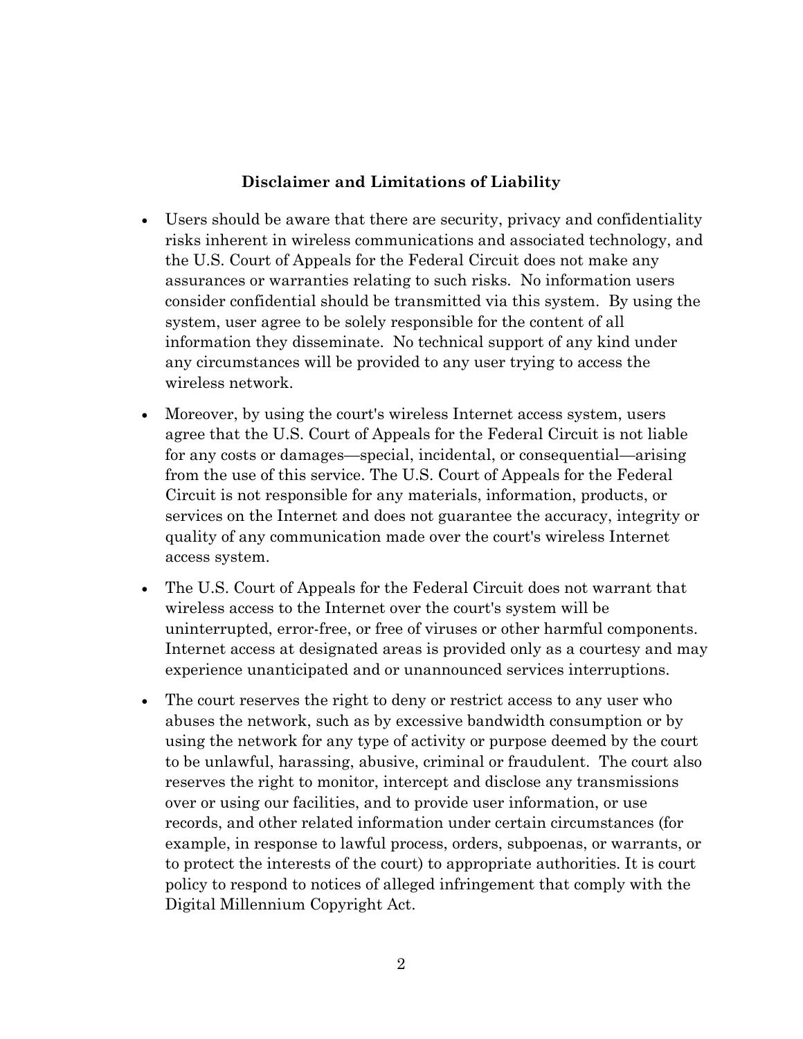## Disclaimer and Limitations of Liability

- Users should be aware that there are security, privacy and confidentiality risks inherent in wireless communications and associated technology, and the U.S. Court of Appeals for the Federal Circuit does not make any assurances or warranties relating to such risks. No information users consider confidential should be transmitted via this system. By using the system, user agree to be solely responsible for the content of all information they disseminate. No technical support of any kind under any circumstances will be provided to any user trying to access the wireless network.
- Moreover, by using the court's wireless Internet access system, users agree that the U.S. Court of Appeals for the Federal Circuit is not liable for any costs or damages—special, incidental, or consequential—arising from the use of this service. The U.S. Court of Appeals for the Federal Circuit is not responsible for any materials, information, products, or services on the Internet and does not guarantee the accuracy, integrity or quality of any communication made over the court's wireless Internet access system.
- The U.S. Court of Appeals for the Federal Circuit does not warrant that wireless access to the Internet over the court's system will be uninterrupted, error-free, or free of viruses or other harmful components. Internet access at designated areas is provided only as a courtesy and may experience unanticipated and or unannounced services interruptions.
- The court reserves the right to deny or restrict access to any user who abuses the network, such as by excessive bandwidth consumption or by using the network for any type of activity or purpose deemed by the court to be unlawful, harassing, abusive, criminal or fraudulent. The court also reserves the right to monitor, intercept and disclose any transmissions over or using our facilities, and to provide user information, or use records, and other related information under certain circumstances (for example, in response to lawful process, orders, subpoenas, or warrants, or to protect the interests of the court) to appropriate authorities. It is court policy to respond to notices of alleged infringement that comply with the Digital Millennium Copyright Act.